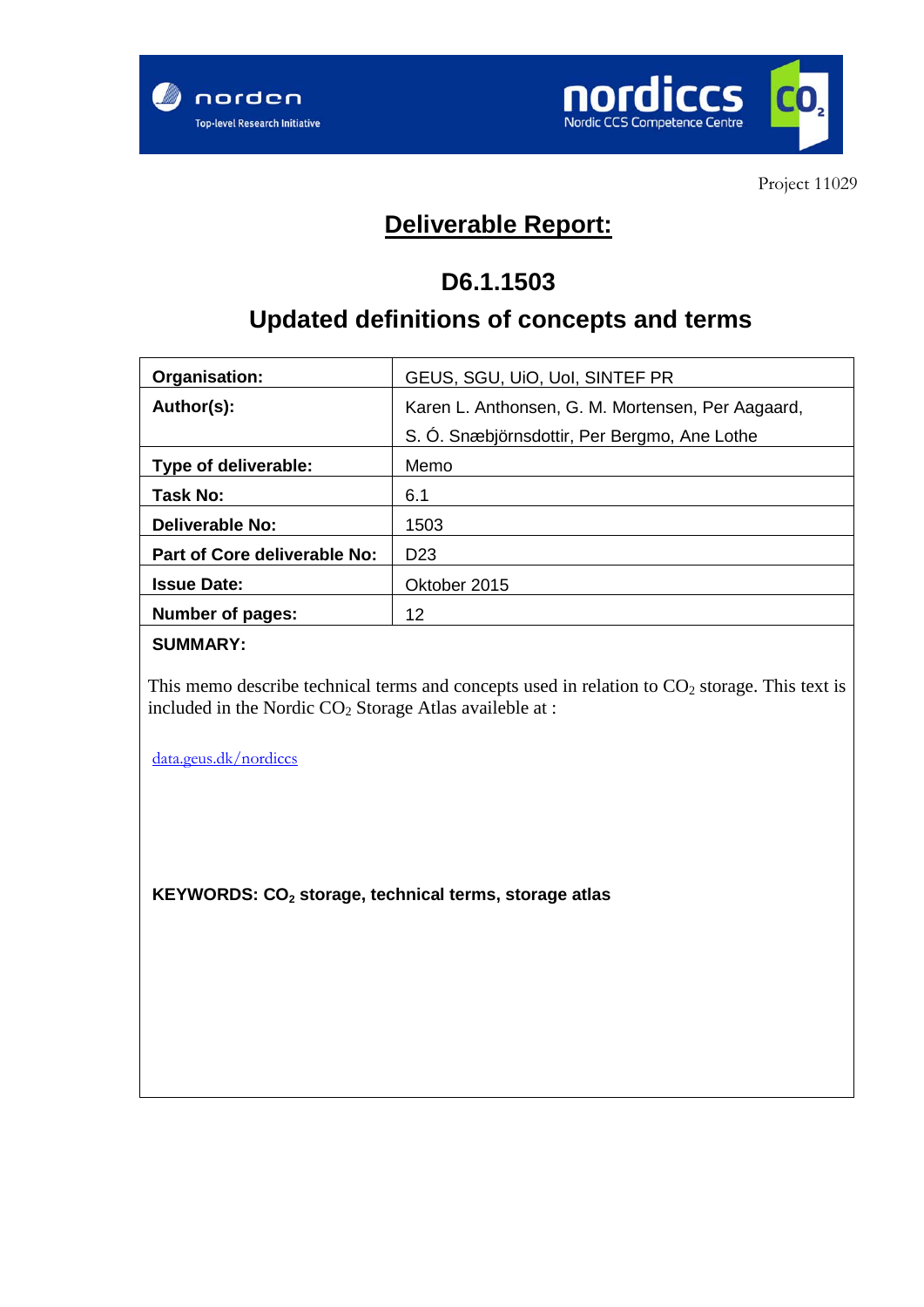norden
Top-level Research Initiative

nordiccs
Nordic CCS Competence Centre

Project 11029

# Deliverable Report:

## D6.1.1503

## Updated definitions of concepts and terms

| **Organisation:** | GEUS, SGU, UiO, UoI, SINTEF PR |
|---|---|
| **Author(s):** | Karen L. Anthonsen, G. M. Mortensen, Per Aagaard, S. Ó. Snæbjörnsdottir, Per Bergmo, Ane Lothe |
| **Type of deliverable:** | Memo |
| **Task No:** | 6.1 |
| **Deliverable No:** | 1503 |
| **Part of Core deliverable No:** | D23 |
| **Issue Date:** | Oktober 2015 |
| **Number of pages:** | 12 |

**SUMMARY:**

This memo describe technical terms and concepts used in relation to $CO_2$ storage. This text is included in the Nordic $CO_2$ Storage Atlas availeble at :

data.geus.dk/nordiccs

**KEYWORDS: $CO_2$ storage, technical terms, storage atlas**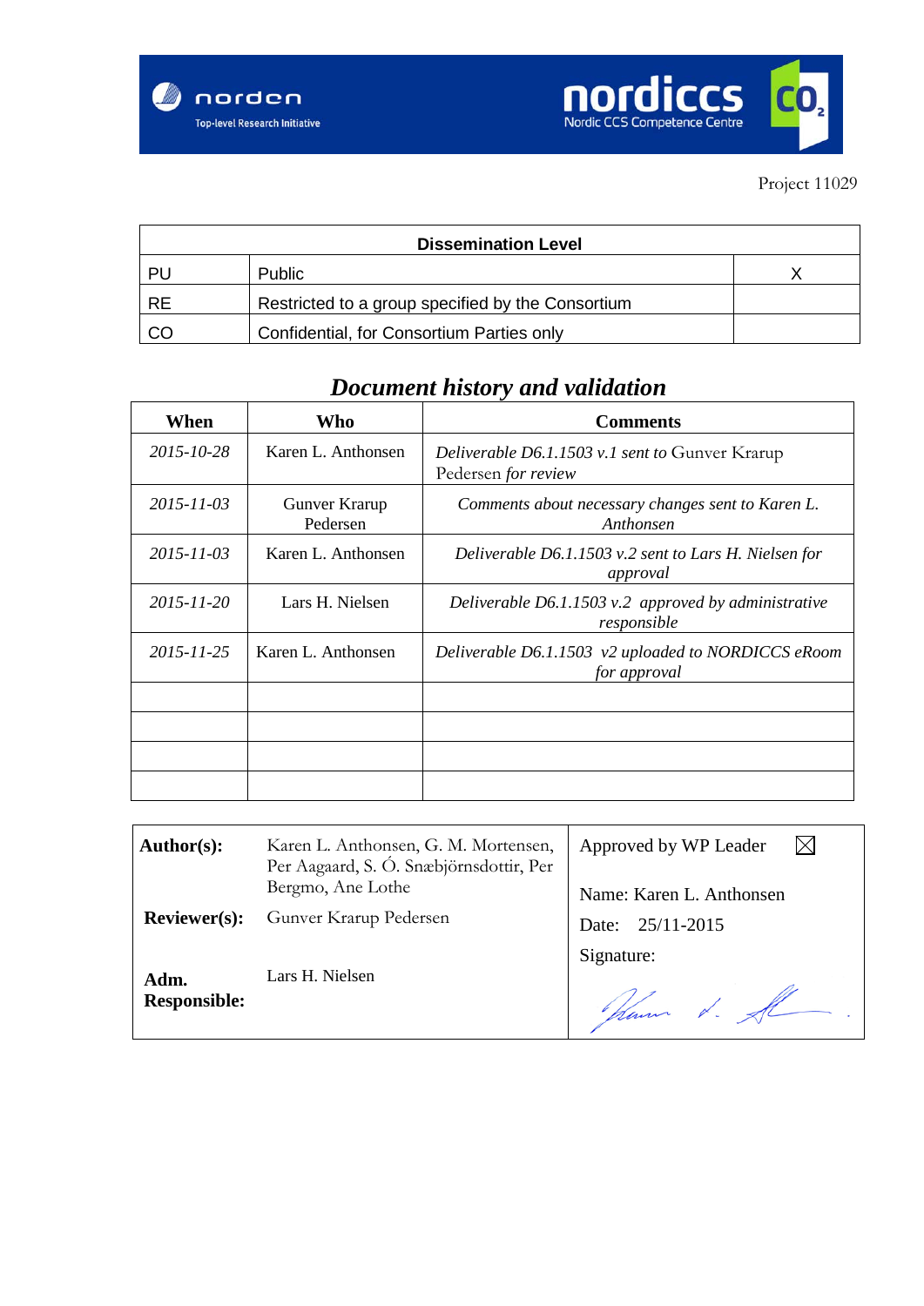Project 11029

| Dissemination Level | | |
|---|---|---|
| PU | Public | X |
| RE | Restricted to a group specified by the Consortium | |
| CO | Confidential, for Consortium Parties only | |

## *Document history and validation*

| When | Who | Comments |
|---|---|---|
| *2015-10-28* | Karen L. Anthonsen | *Deliverable D6.1.1503 v.1 sent to* Gunver Krarup Pedersen *for review* |
| *2015-11-03* | Gunver Krarup Pedersen | *Comments about necessary changes sent to Karen L. Anthonsen* |
| *2015-11-03* | Karen L. Anthonsen | *Deliverable D6.1.1503 v.2 sent to Lars H. Nielsen for approval* |
| *2015-11-20* | Lars H. Nielsen | *Deliverable D6.1.1503 v.2 approved by administrative responsible* |
| *2015-11-25* | Karen L. Anthonsen | *Deliverable D6.1.1503 v2 uploaded to NORDICCS eRoom for approval* |
| | | |
| | | |
| | | |
| | | |

| | | |
|---|---|---|
| **Author(s):** | Karen L. Anthonsen, G. M. Mortensen, Per Aagaard, S. Ó. Snæbjörnsdottir, Per Bergmo, Ane Lothe | Approved by WP Leader ☒ |
| **Reviewer(s):** | Gunver Krarup Pedersen | Name: Karen L. Anthonsen<br>Date: 25/11-2015 |
| **Adm. Responsible:** | Lars H. Nielsen | Signature: |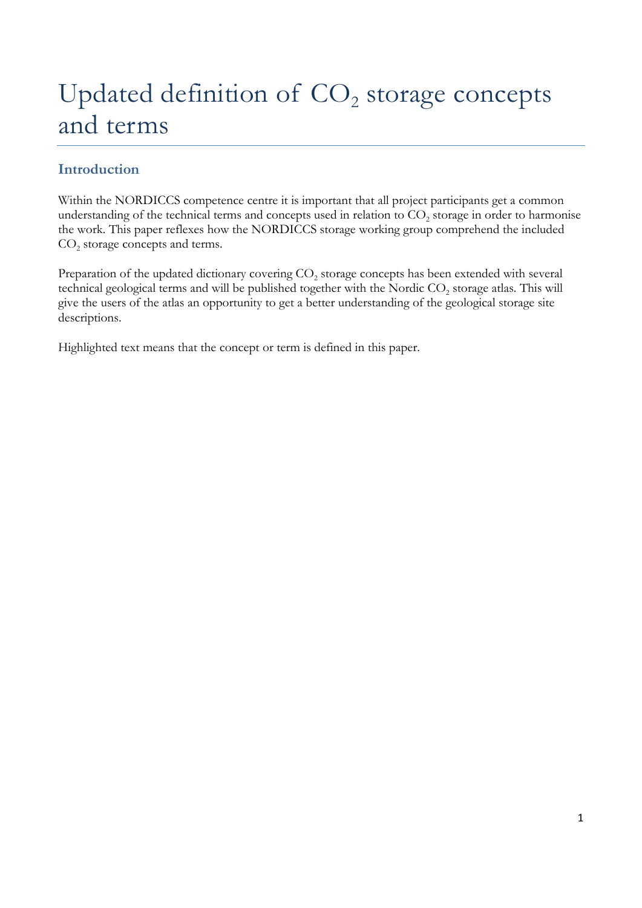# Updated definition of $CO_2$ storage concepts and terms

## Introduction

Within the NORDICCS competence centre it is important that all project participants get a common understanding of the technical terms and concepts used in relation to $CO_2$ storage in order to harmonise the work. This paper reflexes how the NORDICCS storage working group comprehend the included $CO_2$ storage concepts and terms.

Preparation of the updated dictionary covering $CO_2$ storage concepts has been extended with several technical geological terms and will be published together with the Nordic $CO_2$ storage atlas. This will give the users of the atlas an opportunity to get a better understanding of the geological storage site descriptions.

Highlighted text means that the concept or term is defined in this paper.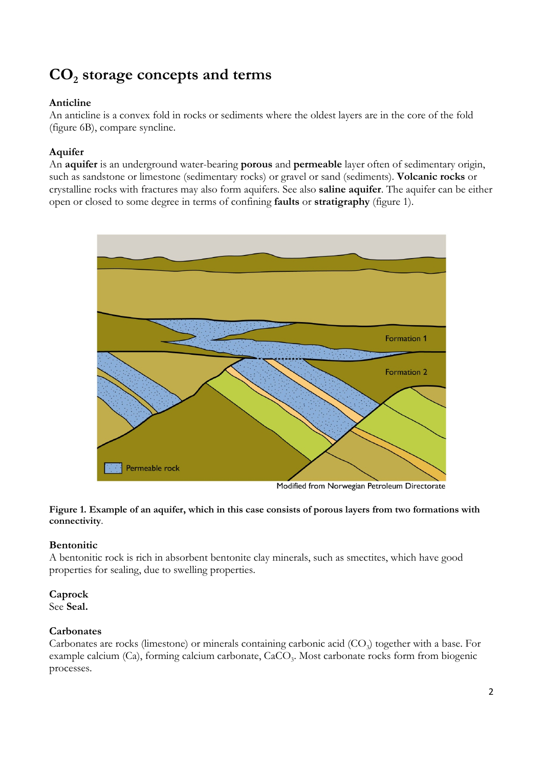# $CO_2$ storage concepts and terms

### Anticline

An anticline is a convex fold in rocks or sediments where the oldest layers are in the core of the fold (figure 6B), compare syncline.

### Aquifer

An **aquifer** is an underground water-bearing **porous** and **permeable** layer often of sedimentary origin, such as sandstone or limestone (sedimentary rocks) or gravel or sand (sediments). **Volcanic rocks** or crystalline rocks with fractures may also form aquifers. See also **saline aquifer**. The aquifer can be either open or closed to some degree in terms of confining **faults** or **stratigraphy** (figure 1).

**Figure 1. Example of an aquifer, which in this case consists of porous layers from two formations with connectivity**.

### Bentonitic

A bentonitic rock is rich in absorbent bentonite clay minerals, such as smectites, which have good properties for sealing, due to swelling properties.

### Caprock

See **Seal.**

### Carbonates

Carbonates are rocks (limestone) or minerals containing carbonic acid ($CO_3$) together with a base. For example calcium (Ca), forming calcium carbonate, $CaCO_3$. Most carbonate rocks form from biogenic processes.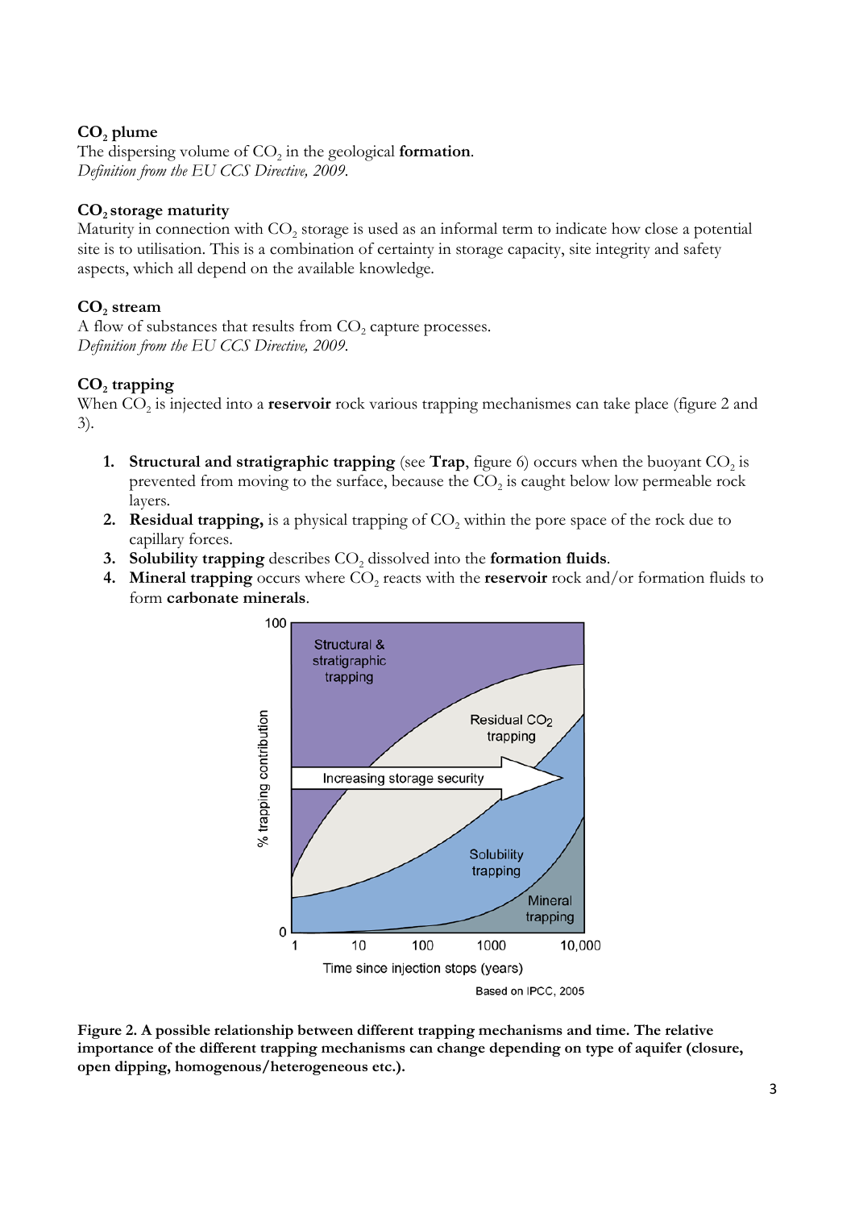**$CO_2$ plume**
The dispersing volume of $CO_2$ in the geological **formation**.
*Definition from the EU CCS Directive, 2009.*

**$CO_2$ storage maturity**
Maturity in connection with $CO_2$ storage is used as an informal term to indicate how close a potential site is to utilisation. This is a combination of certainty in storage capacity, site integrity and safety aspects, which all depend on the available knowledge.

**$CO_2$ stream**
A flow of substances that results from $CO_2$ capture processes.
*Definition from the EU CCS Directive, 2009.*

**$CO_2$ trapping**
When $CO_2$ is injected into a **reservoir** rock various trapping mechanismes can take place (figure 2 and 3).

1. **Structural and stratigraphic trapping** (see **Trap**, figure 6) occurs when the buoyant $CO_2$ is prevented from moving to the surface, because the $CO_2$ is caught below low permeable rock layers.
2. **Residual trapping,** is a physical trapping of $CO_2$ within the pore space of the rock due to capillary forces.
3. **Solubility trapping** describes $CO_2$ dissolved into the **formation fluids**.
4. **Mineral trapping** occurs where $CO_2$ reacts with the **reservoir** rock and/or formation fluids to form **carbonate minerals**.

**Figure 2. A possible relationship between different trapping mechanisms and time. The relative importance of the different trapping mechanisms can change depending on type of aquifer (closure, open dipping, homogenous/heterogeneous etc.).**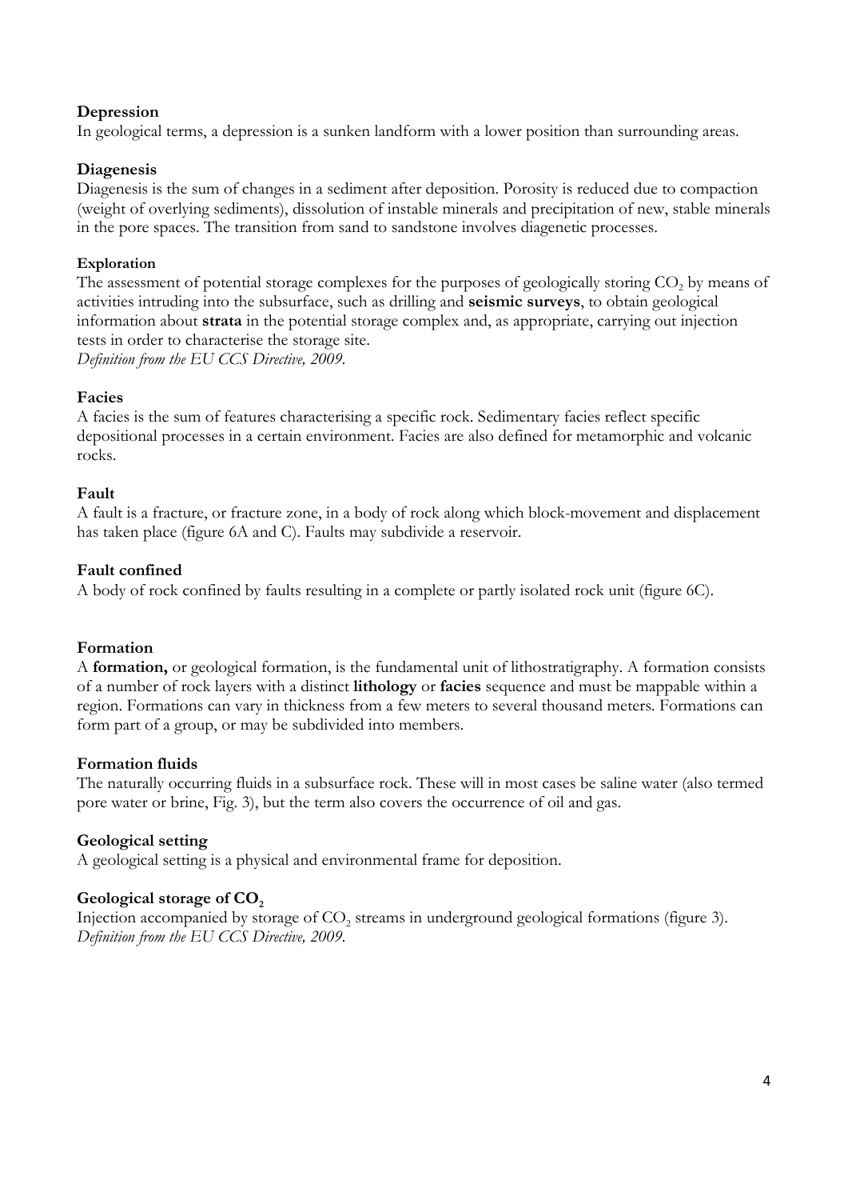**Depression**

In geological terms, a depression is a sunken landform with a lower position than surrounding areas.

**Diagenesis**

Diagenesis is the sum of changes in a sediment after deposition. Porosity is reduced due to compaction (weight of overlying sediments), dissolution of instable minerals and precipitation of new, stable minerals in the pore spaces. The transition from sand to sandstone involves diagenetic processes.

**Exploration**

The assessment of potential storage complexes for the purposes of geologically storing $CO_2$ by means of activities intruding into the subsurface, such as drilling and **seismic surveys**, to obtain geological information about **strata** in the potential storage complex and, as appropriate, carrying out injection tests in order to characterise the storage site.

*Definition from the EU CCS Directive, 2009.*

**Facies**

A facies is the sum of features characterising a specific rock. Sedimentary facies reflect specific depositional processes in a certain environment. Facies are also defined for metamorphic and volcanic rocks.

**Fault**

A fault is a fracture, or fracture zone, in a body of rock along which block-movement and displacement has taken place (figure 6A and C). Faults may subdivide a reservoir.

**Fault confined**

A body of rock confined by faults resulting in a complete or partly isolated rock unit (figure 6C).

**Formation**

A **formation,** or geological formation, is the fundamental unit of lithostratigraphy. A formation consists of a number of rock layers with a distinct **lithology** or **facies** sequence and must be mappable within a region. Formations can vary in thickness from a few meters to several thousand meters. Formations can form part of a group, or may be subdivided into members.

**Formation fluids**

The naturally occurring fluids in a subsurface rock. These will in most cases be saline water (also termed pore water or brine, Fig. 3), but the term also covers the occurrence of oil and gas.

**Geological setting**

A geological setting is a physical and environmental frame for deposition.

**Geological storage of $CO_2$**

Injection accompanied by storage of $CO_2$ streams in underground geological formations (figure 3).

*Definition from the EU CCS Directive, 2009.*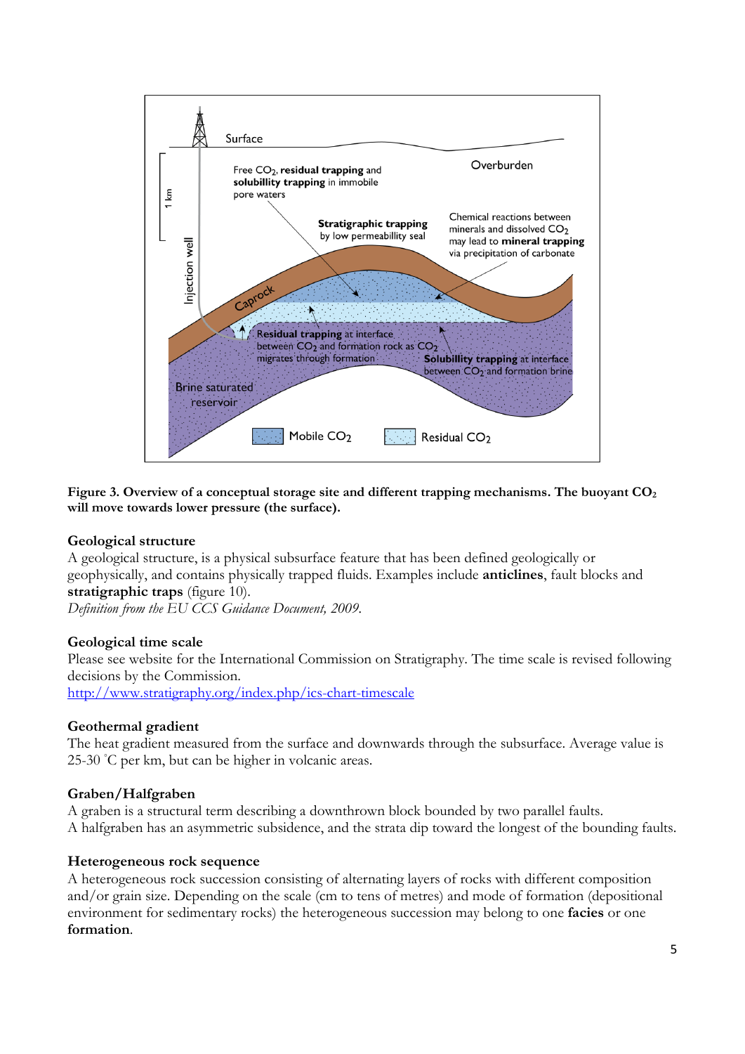**Figure 3. Overview of a conceptual storage site and different trapping mechanisms. The buoyant $CO_2$ will move towards lower pressure (the surface).**

### Geological structure

A geological structure, is a physical subsurface feature that has been defined geologically or geophysically, and contains physically trapped fluids. Examples include **anticlines**, fault blocks and **stratigraphic traps** (figure 10).

*Definition from the EU CCS Guidance Document, 2009.*

### Geological time scale

Please see website for the International Commission on Stratigraphy. The time scale is revised following decisions by the Commission.

http://www.stratigraphy.org/index.php/ics-chart-timescale

### Geothermal gradient

The heat gradient measured from the surface and downwards through the subsurface. Average value is 25-30 °C per km, but can be higher in volcanic areas.

### Graben/Halfgraben

A graben is a structural term describing a downthrown block bounded by two parallel faults.

A halfgraben has an asymmetric subsidence, and the strata dip toward the longest of the bounding faults.

### Heterogeneous rock sequence

A heterogeneous rock succession consisting of alternating layers of rocks with different composition and/or grain size. Depending on the scale (cm to tens of metres) and mode of formation (depositional environment for sedimentary rocks) the heterogeneous succession may belong to one **facies** or one **formation**.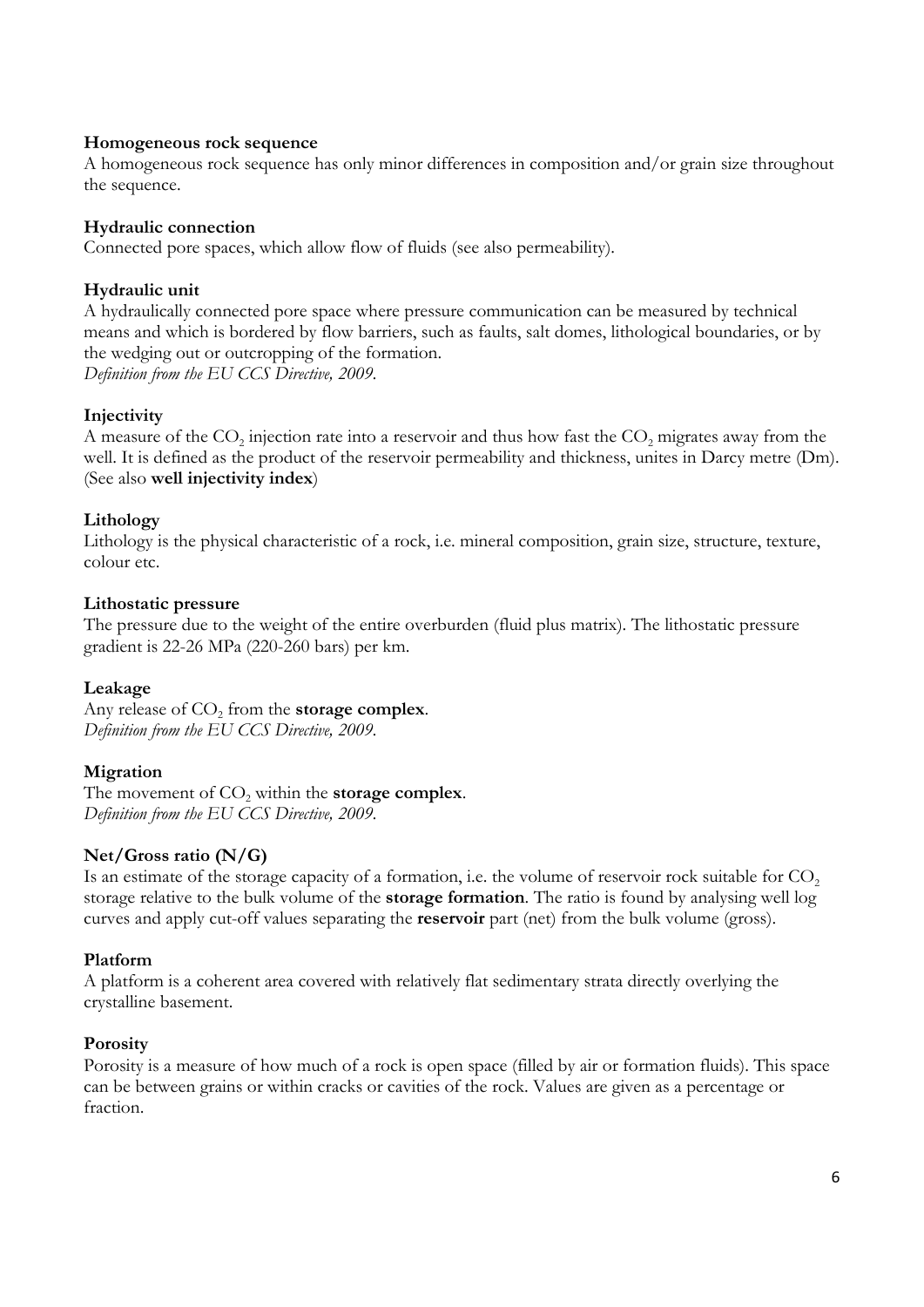**Homogeneous rock sequence**

A homogeneous rock sequence has only minor differences in composition and/or grain size throughout the sequence.

**Hydraulic connection**

Connected pore spaces, which allow flow of fluids (see also permeability).

**Hydraulic unit**

A hydraulically connected pore space where pressure communication can be measured by technical means and which is bordered by flow barriers, such as faults, salt domes, lithological boundaries, or by the wedging out or outcropping of the formation.
*Definition from the EU CCS Directive, 2009.*

**Injectivity**

A measure of the $CO_2$ injection rate into a reservoir and thus how fast the $CO_2$ migrates away from the well. It is defined as the product of the reservoir permeability and thickness, unites in Darcy metre (Dm). (See also **well injectivity index**)

**Lithology**

Lithology is the physical characteristic of a rock, i.e. mineral composition, grain size, structure, texture, colour etc.

**Lithostatic pressure**

The pressure due to the weight of the entire overburden (fluid plus matrix). The lithostatic pressure gradient is 22-26 MPa (220-260 bars) per km.

**Leakage**

Any release of $CO_2$ from the **storage complex**.
*Definition from the EU CCS Directive, 2009.*

**Migration**

The movement of $CO_2$ within the **storage complex**.
*Definition from the EU CCS Directive, 2009.*

**Net/Gross ratio (N/G)**

Is an estimate of the storage capacity of a formation, i.e. the volume of reservoir rock suitable for $CO_2$ storage relative to the bulk volume of the **storage formation**. The ratio is found by analysing well log curves and apply cut-off values separating the **reservoir** part (net) from the bulk volume (gross).

**Platform**

A platform is a coherent area covered with relatively flat sedimentary strata directly overlying the crystalline basement.

**Porosity**

Porosity is a measure of how much of a rock is open space (filled by air or formation fluids). This space can be between grains or within cracks or cavities of the rock. Values are given as a percentage or fraction.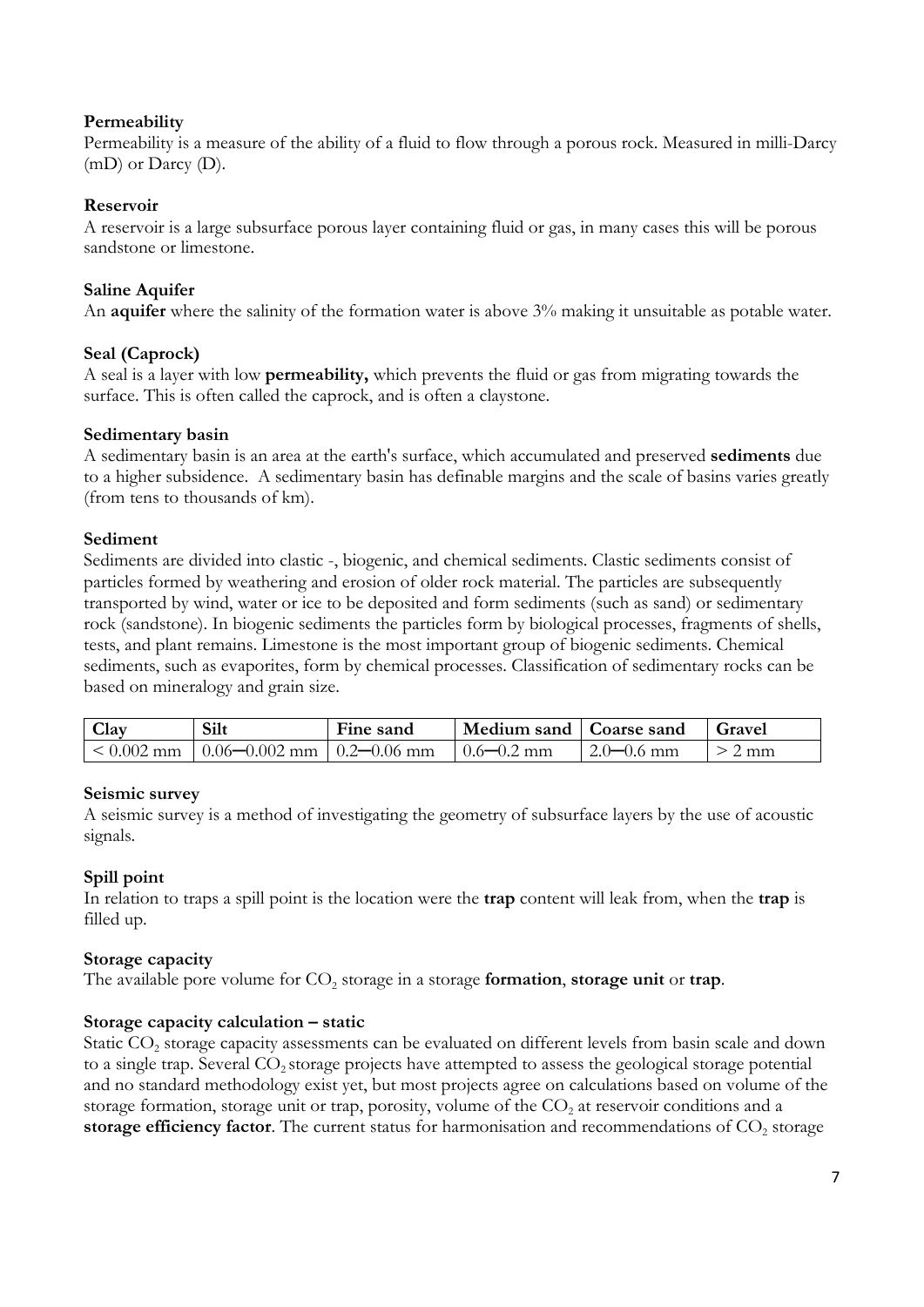**Permeability**

Permeability is a measure of the ability of a fluid to flow through a porous rock. Measured in milli-Darcy (mD) or Darcy (D).

**Reservoir**

A reservoir is a large subsurface porous layer containing fluid or gas, in many cases this will be porous sandstone or limestone.

**Saline Aquifer**

An **aquifer** where the salinity of the formation water is above 3% making it unsuitable as potable water.

**Seal (Caprock)**

A seal is a layer with low **permeability,** which prevents the fluid or gas from migrating towards the surface. This is often called the caprock, and is often a claystone.

**Sedimentary basin**

A sedimentary basin is an area at the earth's surface, which accumulated and preserved **sediments** due to a higher subsidence. A sedimentary basin has definable margins and the scale of basins varies greatly (from tens to thousands of km).

**Sediment**

Sediments are divided into clastic -, biogenic, and chemical sediments. Clastic sediments consist of particles formed by weathering and erosion of older rock material. The particles are subsequently transported by wind, water or ice to be deposited and form sediments (such as sand) or sedimentary rock (sandstone). In biogenic sediments the particles form by biological processes, fragments of shells, tests, and plant remains. Limestone is the most important group of biogenic sediments. Chemical sediments, such as evaporites, form by chemical processes. Classification of sedimentary rocks can be based on mineralogy and grain size.

| Clay | Silt | Fine sand | Medium sand | Coarse sand | Gravel |
|---|---|---|---|---|---|
| < 0.002 mm | 0.06─0.002 mm | 0.2─0.06 mm | 0.6─0.2 mm | 2.0─0.6 mm | > 2 mm |

**Seismic survey**

A seismic survey is a method of investigating the geometry of subsurface layers by the use of acoustic signals.

**Spill point**

In relation to traps a spill point is the location were the **trap** content will leak from, when the **trap** is filled up.

**Storage capacity**

The available pore volume for $CO_2$ storage in a storage **formation**, **storage unit** or **trap**.

**Storage capacity calculation – static**

Static $CO_2$ storage capacity assessments can be evaluated on different levels from basin scale and down to a single trap. Several $CO_2$ storage projects have attempted to assess the geological storage potential and no standard methodology exist yet, but most projects agree on calculations based on volume of the storage formation, storage unit or trap, porosity, volume of the $CO_2$ at reservoir conditions and a **storage efficiency factor**. The current status for harmonisation and recommendations of $CO_2$ storage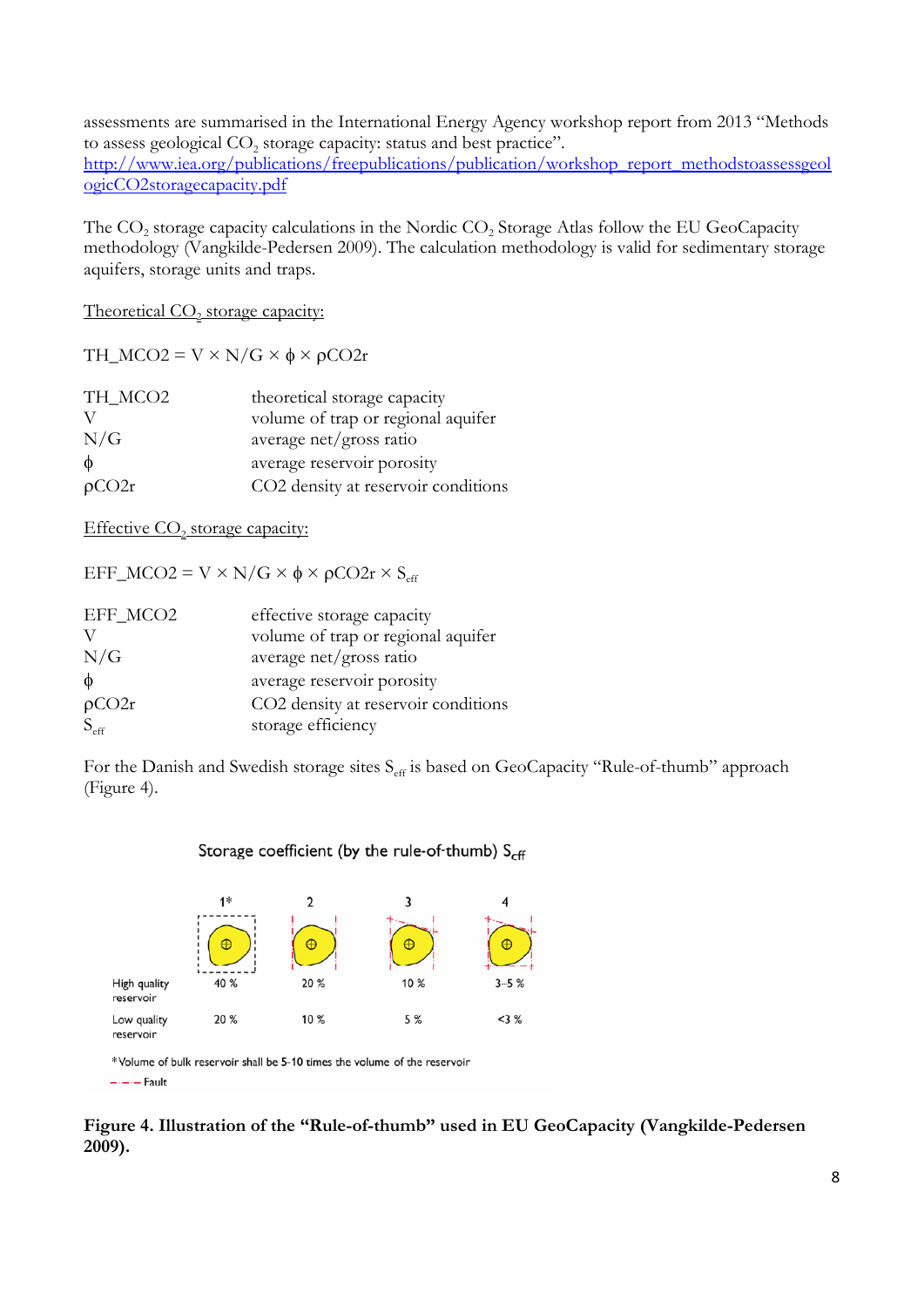assessments are summarised in the International Energy Agency workshop report from 2013 "Methods to assess geological $CO_2$ storage capacity: status and best practice".
http://www.iea.org/publications/freepublications/publication/workshop_report_methodstoassessgeologicCO2storagecapacity.pdf

The $CO_2$ storage capacity calculations in the Nordic $CO_2$ Storage Atlas follow the EU GeoCapacity methodology (Vangkilde-Pedersen 2009). The calculation methodology is valid for sedimentary storage aquifers, storage units and traps.

<u>Theoretical $CO_2$ storage capacity:</u>

$$TH\_MCO2 = V \times N/G \times \phi \times \rho CO2r$$

| | |
|---|---|
| TH_MCO2 | theoretical storage capacity |
| V | volume of trap or regional aquifer |
| N/G | average net/gross ratio |
| $\phi$ | average reservoir porosity |
| $\rho$CO2r | CO2 density at reservoir conditions |

<u>Effective $CO_2$ storage capacity:</u>

$$EFF\_MCO2 = V \times N/G \times \phi \times \rho CO2r \times S_{eff}$$

| | |
|---|---|
| EFF_MCO2 | effective storage capacity |
| V | volume of trap or regional aquifer |
| N/G | average net/gross ratio |
| $\phi$ | average reservoir porosity |
| $\rho$CO2r | CO2 density at reservoir conditions |
| $S_{eff}$ | storage efficiency |

For the Danish and Swedish storage sites $S_{eff}$ is based on GeoCapacity "Rule-of-thumb" approach (Figure 4).

Storage coefficient (by the rule-of-thumb) $S_{eff}$

| | 1* | 2 | 3 | 4 |
|---|---|---|---|---|
| High quality reservoir | 40 % | 20 % | 10 % | 3–5 % |
| Low quality reservoir | 20 % | 10 % | 5 % | <3 % |

*Volume of bulk reservoir shall be 5-10 times the volume of the reservoir

- - - Fault

**Figure 4. Illustration of the "Rule-of-thumb" used in EU GeoCapacity (Vangkilde-Pedersen 2009).**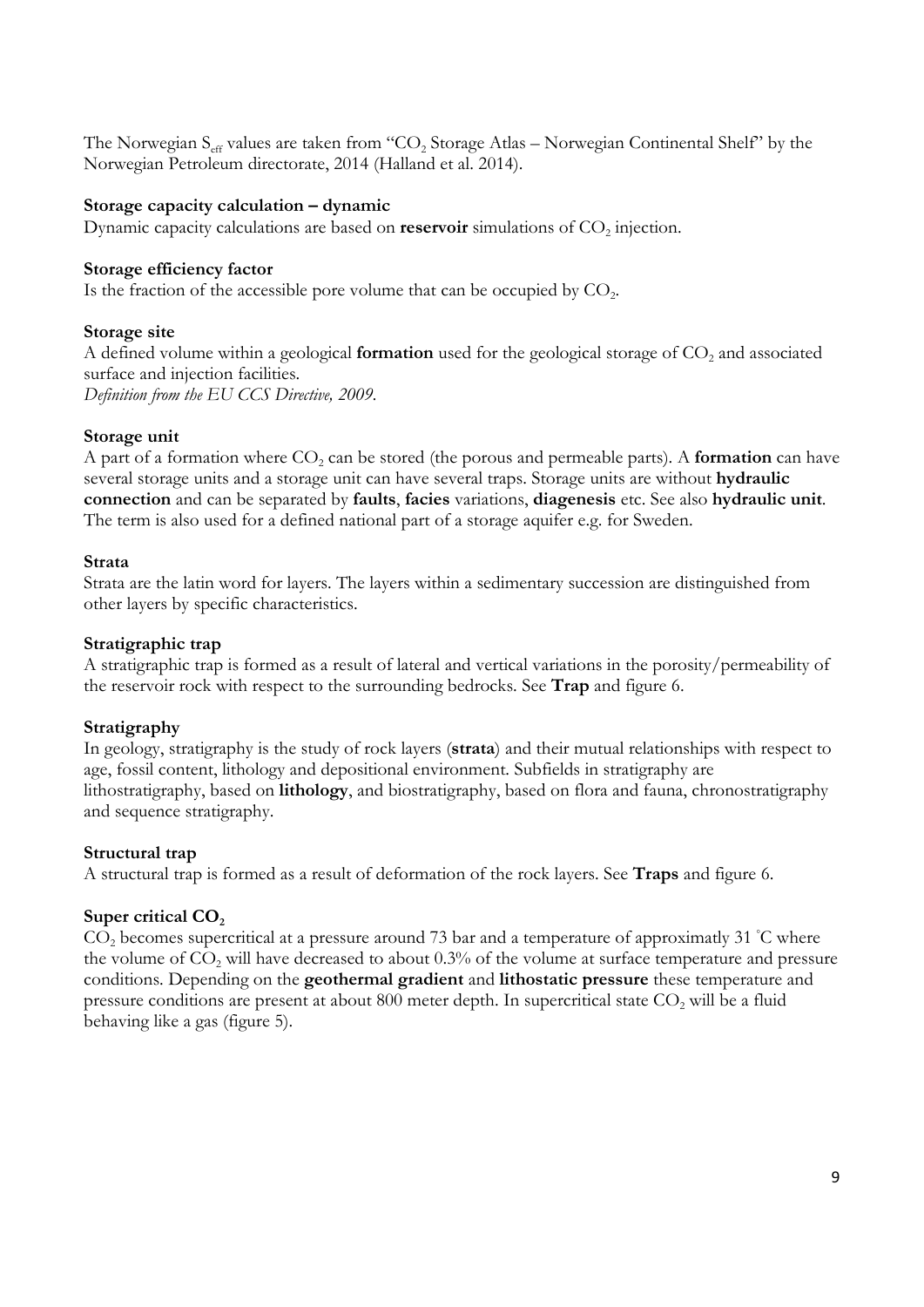The Norwegian $S_{eff}$ values are taken from "$CO_2$ Storage Atlas – Norwegian Continental Shelf" by the Norwegian Petroleum directorate, 2014 (Halland et al. 2014).

**Storage capacity calculation – dynamic**

Dynamic capacity calculations are based on **reservoir** simulations of $CO_2$ injection.

**Storage efficiency factor**

Is the fraction of the accessible pore volume that can be occupied by $CO_2$.

**Storage site**

A defined volume within a geological **formation** used for the geological storage of $CO_2$ and associated surface and injection facilities.

*Definition from the EU CCS Directive, 2009.*

**Storage unit**

A part of a formation where $CO_2$ can be stored (the porous and permeable parts). A **formation** can have several storage units and a storage unit can have several traps. Storage units are without **hydraulic connection** and can be separated by **faults**, **facies** variations, **diagenesis** etc. See also **hydraulic unit**. The term is also used for a defined national part of a storage aquifer e.g. for Sweden.

**Strata**

Strata are the latin word for layers. The layers within a sedimentary succession are distinguished from other layers by specific characteristics.

**Stratigraphic trap**

A stratigraphic trap is formed as a result of lateral and vertical variations in the porosity/permeability of the reservoir rock with respect to the surrounding bedrocks. See **Trap** and figure 6.

**Stratigraphy**

In geology, stratigraphy is the study of rock layers (**strata**) and their mutual relationships with respect to age, fossil content, lithology and depositional environment. Subfields in stratigraphy are lithostratigraphy, based on **lithology**, and biostratigraphy, based on flora and fauna, chronostratigraphy and sequence stratigraphy.

**Structural trap**

A structural trap is formed as a result of deformation of the rock layers. See **Traps** and figure 6.

**Super critical $CO_2$**

$CO_2$ becomes supercritical at a pressure around 73 bar and a temperature of approximatly 31 °C where the volume of $CO_2$ will have decreased to about 0.3% of the volume at surface temperature and pressure conditions. Depending on the **geothermal gradient** and **lithostatic pressure** these temperature and pressure conditions are present at about 800 meter depth. In supercritical state $CO_2$ will be a fluid behaving like a gas (figure 5).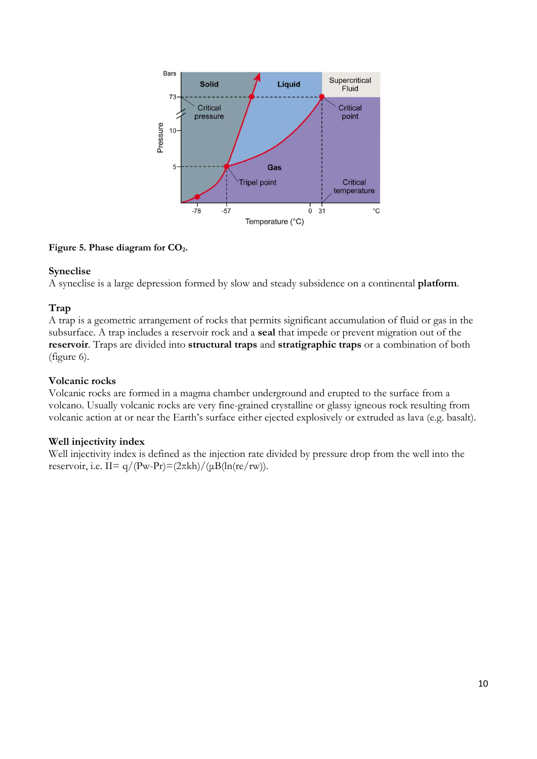**Figure 5. Phase diagram for $CO_2$.**

### Syneclise

A syneclise is a large depression formed by slow and steady subsidence on a continental **platform**.

### Trap

A trap is a geometric arrangement of rocks that permits significant accumulation of fluid or gas in the subsurface. A trap includes a reservoir rock and a **seal** that impede or prevent migration out of the **reservoir**. Traps are divided into **structural traps** and **stratigraphic traps** or a combination of both (figure 6).

### Volcanic rocks

Volcanic rocks are formed in a magma chamber underground and erupted to the surface from a volcano. Usually volcanic rocks are very fine-grained crystalline or glassy igneous rock resulting from volcanic action at or near the Earth's surface either ejected explosively or extruded as lava (e.g. basalt).

### Well injectivity index

Well injectivity index is defined as the injection rate divided by pressure drop from the well into the reservoir, i.e. $II = q/(P_w - P_r) = (2\pi kh)/(\mu B(\ln(r_e/r_w)))$.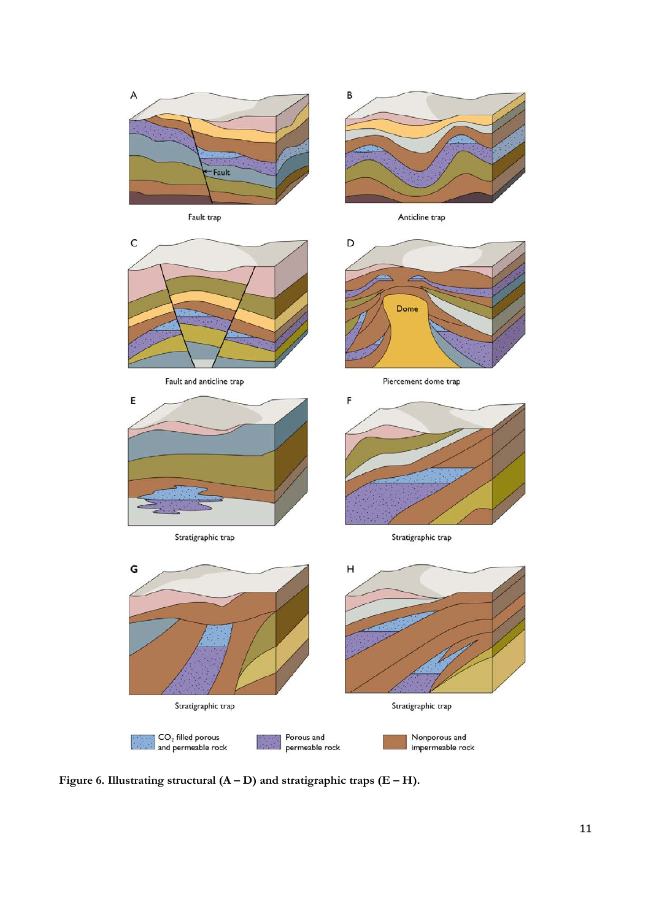**Figure 6. Illustrating structural (A – D) and stratigraphic traps (E – H).**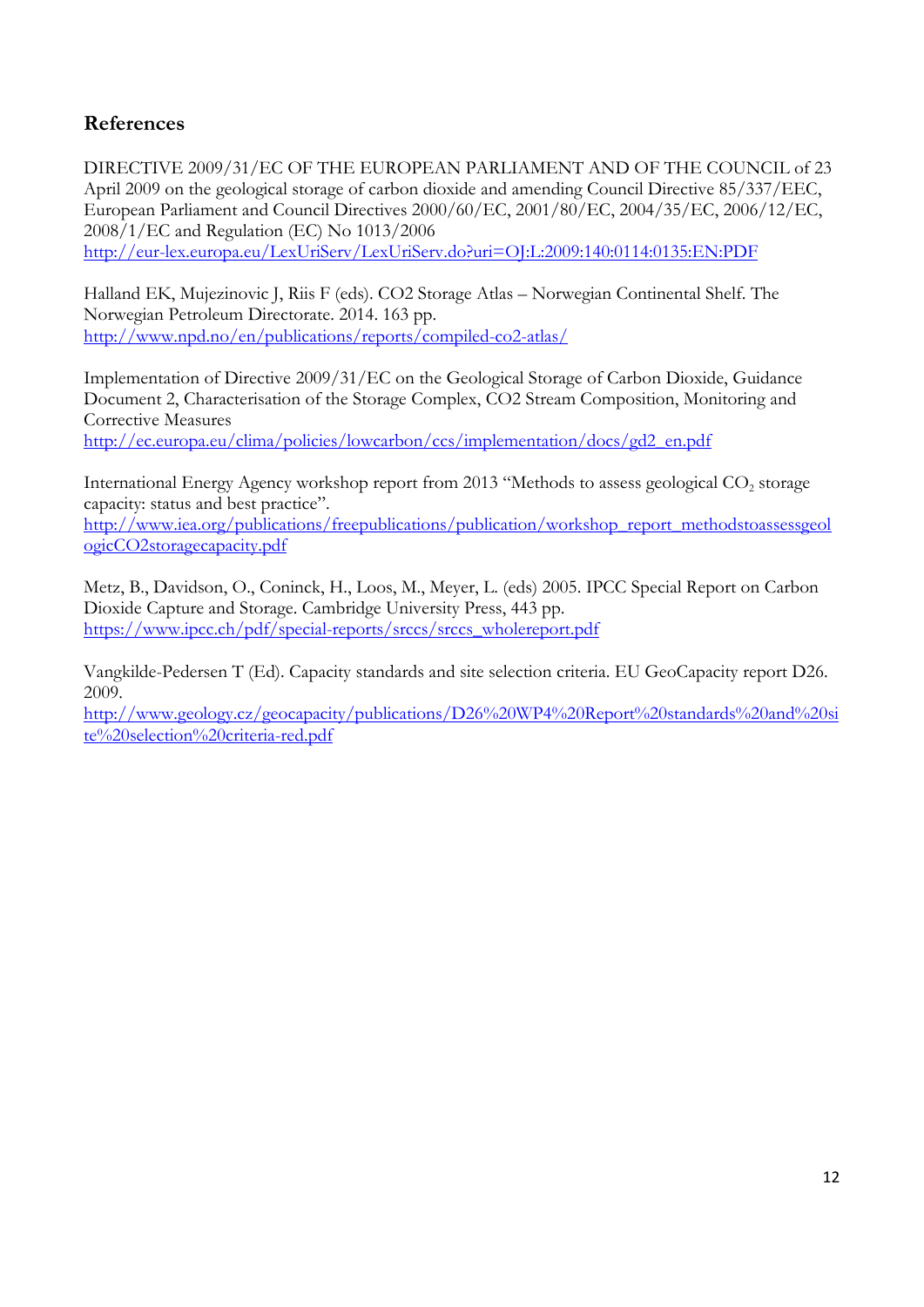## References

DIRECTIVE 2009/31/EC OF THE EUROPEAN PARLIAMENT AND OF THE COUNCIL of 23 April 2009 on the geological storage of carbon dioxide and amending Council Directive 85/337/EEC, European Parliament and Council Directives 2000/60/EC, 2001/80/EC, 2004/35/EC, 2006/12/EC, 2008/1/EC and Regulation (EC) No 1013/2006
http://eur-lex.europa.eu/LexUriServ/LexUriServ.do?uri=OJ:L:2009:140:0114:0135:EN:PDF

Halland EK, Mujezinovic J, Riis F (eds). CO2 Storage Atlas – Norwegian Continental Shelf. The Norwegian Petroleum Directorate. 2014. 163 pp.
http://www.npd.no/en/publications/reports/compiled-co2-atlas/

Implementation of Directive 2009/31/EC on the Geological Storage of Carbon Dioxide, Guidance Document 2, Characterisation of the Storage Complex, CO2 Stream Composition, Monitoring and Corrective Measures
http://ec.europa.eu/clima/policies/lowcarbon/ccs/implementation/docs/gd2_en.pdf

International Energy Agency workshop report from 2013 "Methods to assess geological $CO_2$ storage capacity: status and best practice".
http://www.iea.org/publications/freepublications/publication/workshop_report_methodstoassessgeologicCO2storagecapacity.pdf

Metz, B., Davidson, O., Coninck, H., Loos, M., Meyer, L. (eds) 2005. IPCC Special Report on Carbon Dioxide Capture and Storage. Cambridge University Press, 443 pp.
https://www.ipcc.ch/pdf/special-reports/srccs/srccs_wholereport.pdf

Vangkilde-Pedersen T (Ed). Capacity standards and site selection criteria. EU GeoCapacity report D26. 2009.
http://www.geology.cz/geocapacity/publications/D26%20WP4%20Report%20standards%20and%20site%20selection%20criteria-red.pdf